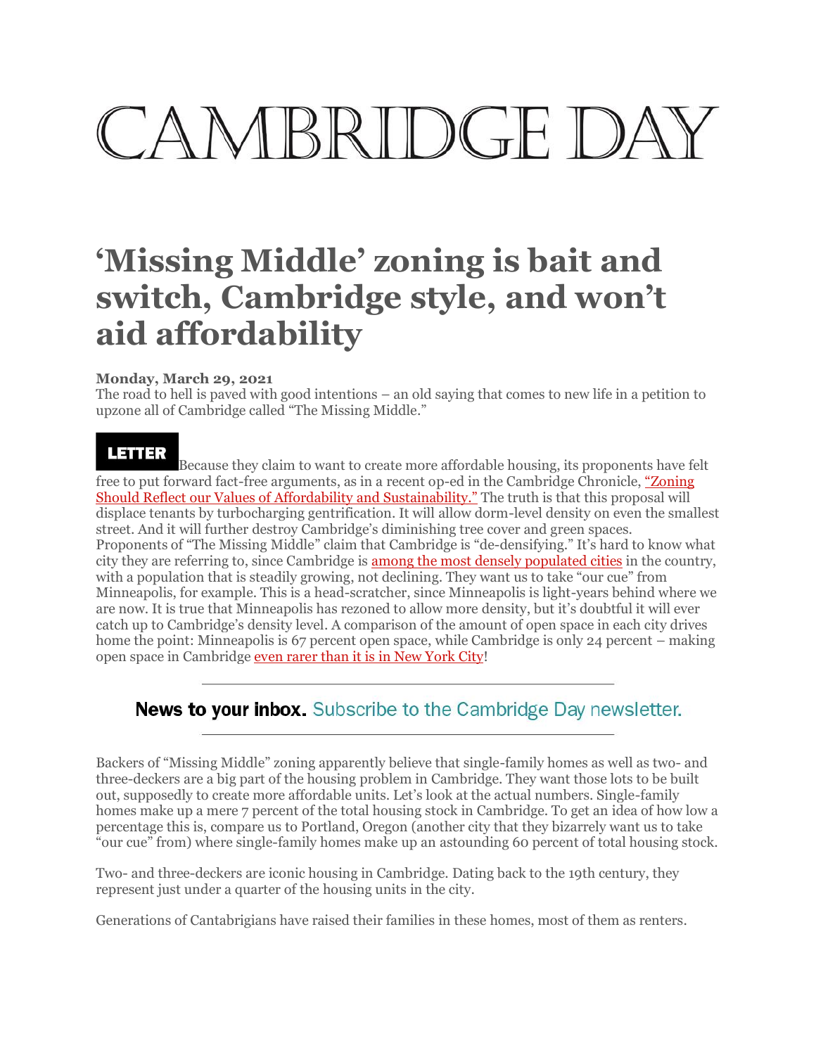# CAMBRIDGE DAY

## 'Missing Middle' zoning is bait and switch, Cambridge style, and won't aid affordability

**Monday, March 29, 2021**

The road to hell is paved with good intentions – an old saying that comes to new life in a petition to upzone all of Cambridge called "The Missing Middle."

**LETTER** Because they claim to want to create more affordable housing, its proponents have felt free to put forward fact-free arguments, as in a recent op-ed in the Cambridge Chronicle, "Zoning Should Reflect our Values of Affordability and Sustainability." The truth is that this proposal will displace tenants by turbocharging gentrification. It will allow dorm-level density on even the smallest street. And it will further destroy Cambridge's diminishing tree cover and green spaces.

Proponents of "The Missing Middle" claim that Cambridge is "de-densifying." It's hard to know what city they are referring to, since Cambridge is among the most densely populated cities in the country, with a population that is steadily growing, not declining. They want us to take "our cue" from Minneapolis, for example. This is a head-scratcher, since Minneapolis is light-years behind where we are now. It is true that Minneapolis has rezoned to allow more density, but it's doubtful it will ever catch up to Cambridge's density level. A comparison of the amount of open space in each city drives home the point: Minneapolis is 67 percent open space, while Cambridge is only 24 percent – making open space in Cambridge even rarer than it is in New York City!

**News to your inbox.** Subscribe to the Cambridge Day newsletter.

Backers of "Missing Middle" zoning apparently believe that single-family homes as well as two- and three-deckers are a big part of the housing problem in Cambridge. They want those lots to be built out, supposedly to create more affordable units. Let's look at the actual numbers. Single-family homes make up a mere 7 percent of the total housing stock in Cambridge. To get an idea of how low a percentage this is, compare us to Portland, Oregon (another city that they bizarrely want us to take "our cue" from) where single-family homes make up an astounding 60 percent of total housing stock.

Two- and three-deckers are iconic housing in Cambridge. Dating back to the 19th century, they represent just under a quarter of the housing units in the city.

Generations of Cantabrigians have raised their families in these homes, most of them as renters.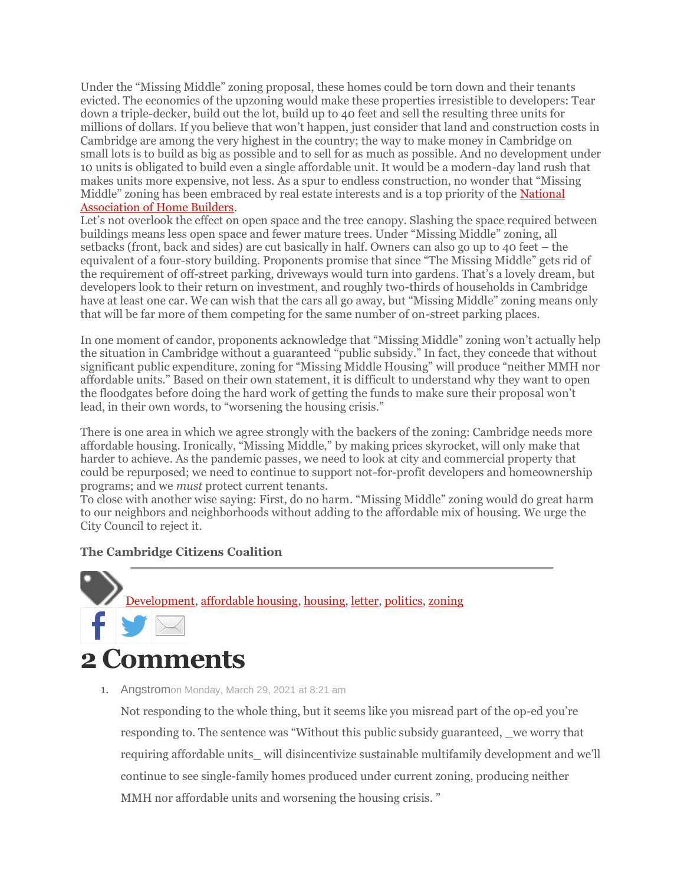Under the "Missing Middle" zoning proposal, these homes could be torn down and their tenants evicted. The economics of the upzoning would make these properties irresistible to developers: Tear down a triple-decker, build out the lot, build up to 40 feet and sell the resulting three units for millions of dollars. If you believe that won't happen, just consider that land and construction costs in Cambridge are among the very highest in the country; the way to make money in Cambridge on small lots is to build as big as possible and to sell for as much as possible. And no development under 10 units is obligated to build even a single affordable unit. It would be a modern-day land rush that makes units more expensive, not less. As a spur to endless construction, no wonder that "Missing Middle" zoning has been embraced by real estate interests and is a top priority of the National Association of Home Builders.

Let's not overlook the effect on open space and the tree canopy. Slashing the space required between buildings means less open space and fewer mature trees. Under "Missing Middle" zoning, all setbacks (front, back and sides) are cut basically in half. Owners can also go up to 40 feet – the equivalent of a four-story building. Proponents promise that since "The Missing Middle" gets rid of the requirement of off-street parking, driveways would turn into gardens. That's a lovely dream, but developers look to their return on investment, and roughly two-thirds of households in Cambridge have at least one car. We can wish that the cars all go away, but "Missing Middle" zoning means only that will be far more of them competing for the same number of on-street parking places.

In one moment of candor, proponents acknowledge that "Missing Middle" zoning won't actually help the situation in Cambridge without a guaranteed "public subsidy." In fact, they concede that without significant public expenditure, zoning for "Missing Middle Housing" will produce "neither MMH nor affordable units." Based on their own statement, it is difficult to understand why they want to open the floodgates before doing the hard work of getting the funds to make sure their proposal won't lead, in their own words, to "worsening the housing crisis."

There is one area in which we agree strongly with the backers of the zoning: Cambridge needs more affordable housing. Ironically, "Missing Middle," by making prices skyrocket, will only make that harder to achieve. As the pandemic passes, we need to look at city and commercial property that could be repurposed; we need to continue to support not-for-profit developers and homeownership programs; and we *must* protect current tenants.

To close with another wise saying: First, do no harm. "Missing Middle" zoning would do great harm to our neighbors and neighborhoods without adding to the affordable mix of housing. We urge the City Council to reject it.

**The Cambridge Citizens Coalition**

Development, affordable housing, housing, letter, politics, zoning

# 2 Comments

1. Angstrom on Monday, March 29, 2021 at 8:21 am

   Not responding to the whole thing, but it seems like you misread part of the op-ed you're responding to. The sentence was "Without this public subsidy guaranteed, _we worry that requiring affordable units_ will disincentivize sustainable multifamily development and we'll continue to see single-family homes produced under current zoning, producing neither MMH nor affordable units and worsening the housing crisis. "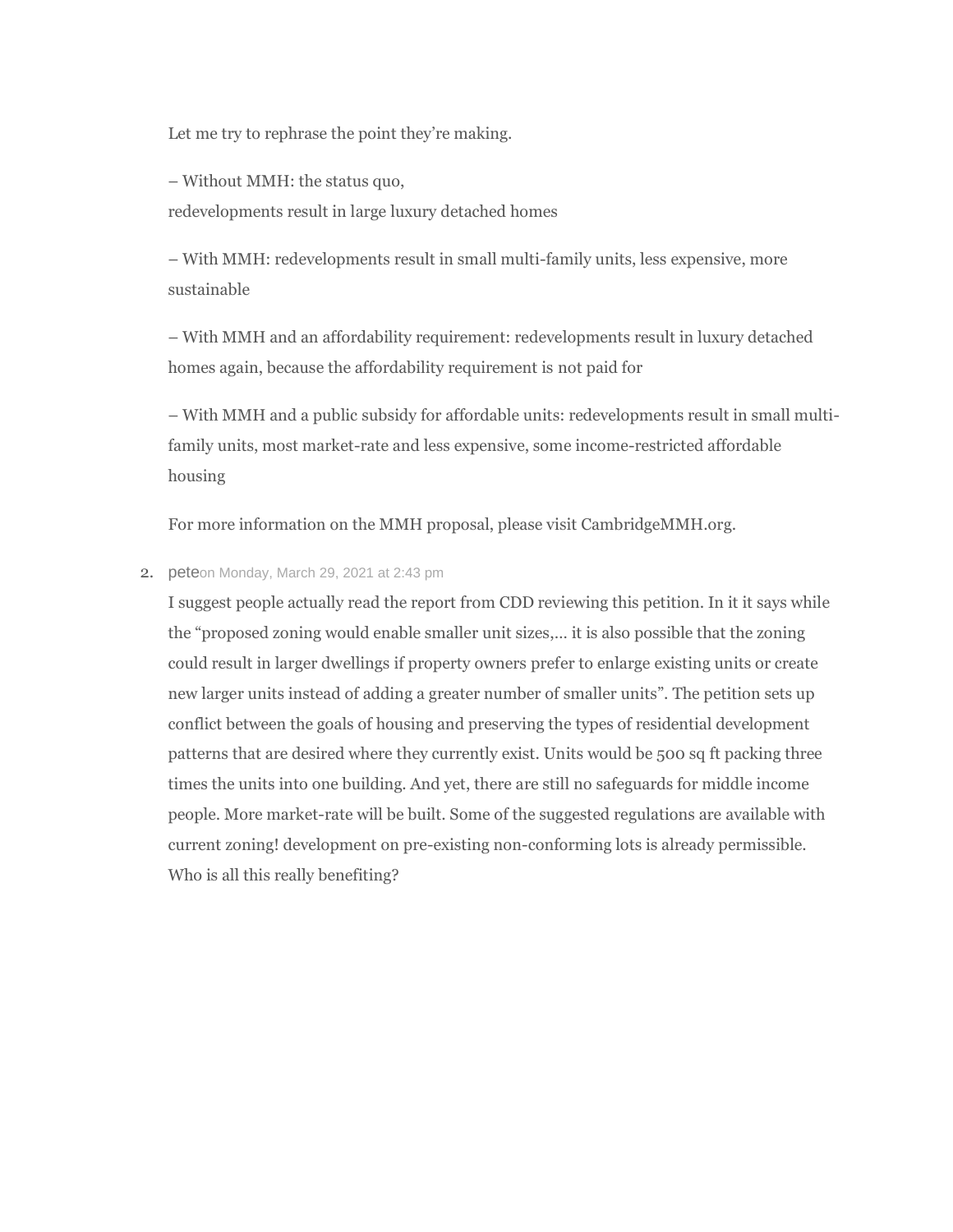Let me try to rephrase the point they're making.

– Without MMH: the status quo,
redevelopments result in large luxury detached homes

– With MMH: redevelopments result in small multi-family units, less expensive, more sustainable

– With MMH and an affordability requirement: redevelopments result in luxury detached homes again, because the affordability requirement is not paid for

– With MMH and a public subsidy for affordable units: redevelopments result in small multi-family units, most market-rate and less expensive, some income-restricted affordable housing

For more information on the MMH proposal, please visit CambridgeMMH.org.

2. pete on Monday, March 29, 2021 at 2:43 pm

   I suggest people actually read the report from CDD reviewing this petition. In it it says while the "proposed zoning would enable smaller unit sizes,… it is also possible that the zoning could result in larger dwellings if property owners prefer to enlarge existing units or create new larger units instead of adding a greater number of smaller units". The petition sets up conflict between the goals of housing and preserving the types of residential development patterns that are desired where they currently exist. Units would be 500 sq ft packing three times the units into one building. And yet, there are still no safeguards for middle income people. More market-rate will be built. Some of the suggested regulations are available with current zoning! development on pre-existing non-conforming lots is already permissible. Who is all this really benefiting?